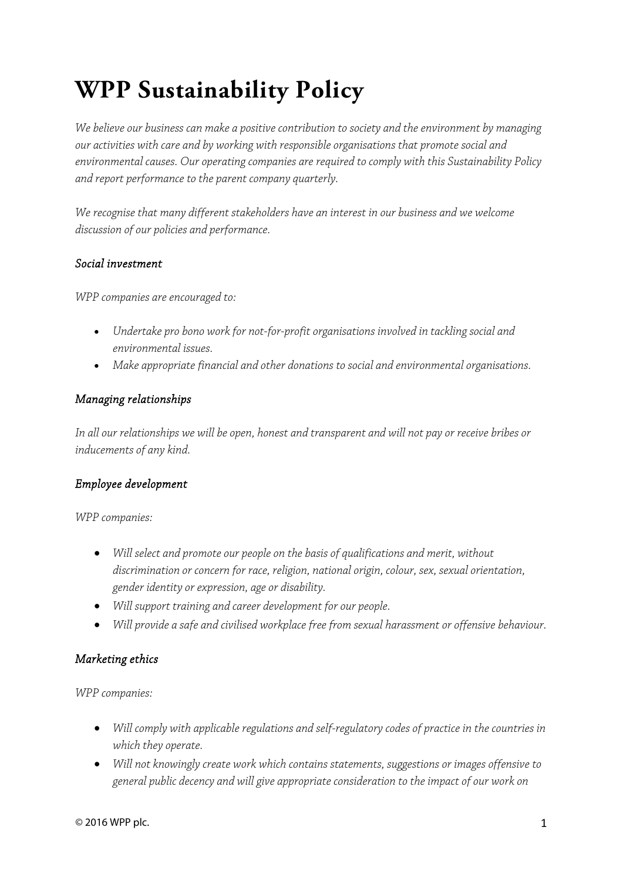# WPP Sustainability Policy

*We believe our business can make a positive contribution to society and the environment by managing our activities with care and by working with responsible organisations that promote social and environmental causes. Our operating companies are required to comply with this Sustainability Policy and report performance to the parent company quarterly.*

*We recognise that many different stakeholders have an interest in our business and we welcome discussion of our policies and performance.*

### *Social investment*

*WPP companies are encouraged to:*

- *Undertake pro bono work for not-for-profit organisations involved in tackling social and environmental issues.*
- *Make appropriate financial and other donations to social and environmental organisations.*

### *Managing relationships*

*In all our relationships we will be open, honest and transparent and will not pay or receive bribes or inducements of any kind.*

### *Employee development*

*WPP companies:*

- *Will select and promote our people on the basis of qualifications and merit, without discrimination or concern for race, religion, national origin, colour, sex, sexual orientation, gender identity or expression, age or disability.*
- *Will support training and career development for our people.*
- *Will provide a safe and civilised workplace free from sexual harassment or offensive behaviour.*

### *Marketing ethics*

*WPP companies:*

- *Will comply with applicable regulations and self-regulatory codes of practice in the countries in which they operate.*
- *Will not knowingly create work which contains statements, suggestions or images offensive to general public decency and will give appropriate consideration to the impact of our work on*

© 2016 WPP plc.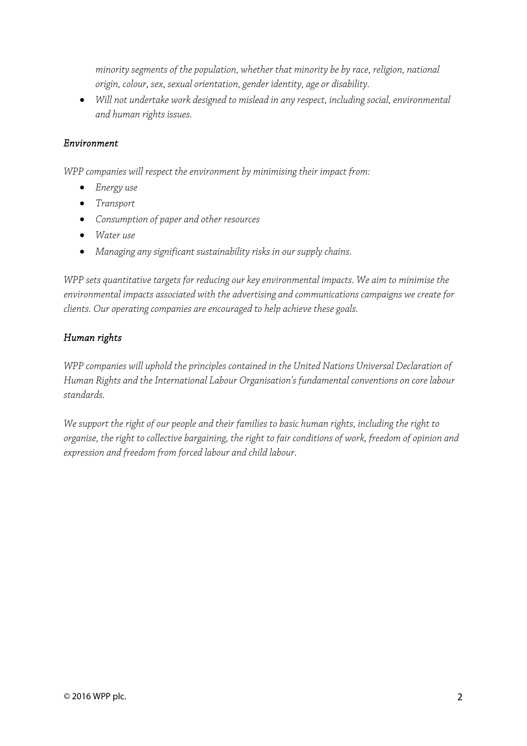*minority segments of the population, whether that minority be by race, religion, national origin, colour, sex, sexual orientation, gender identity, age or disability.*

- *Will not undertake work designed to mislead in any respect, including social, environmental and human rights issues.*

### *Environment*

*WPP companies will respect the environment by minimising their impact from:*

- *Energy use*
- *Transport*
- *Consumption of paper and other resources*
- *Water use*
- *Managing any significant sustainability risks in our supply chains.*

*WPP sets quantitative targets for reducing our key environmental impacts. We aim to minimise the environmental impacts associated with the advertising and communications campaigns we create for clients. Our operating companies are encouraged to help achieve these goals.*

### *Human rights*

*WPP companies will uphold the principles contained in the United Nations Universal Declaration of Human Rights and the International Labour Organisation's fundamental conventions on core labour standards.*

*We support the right of our people and their families to basic human rights, including the right to organise, the right to collective bargaining, the right to fair conditions of work, freedom of opinion and expression and freedom from forced labour and child labour.*

© 2016 WPP plc.